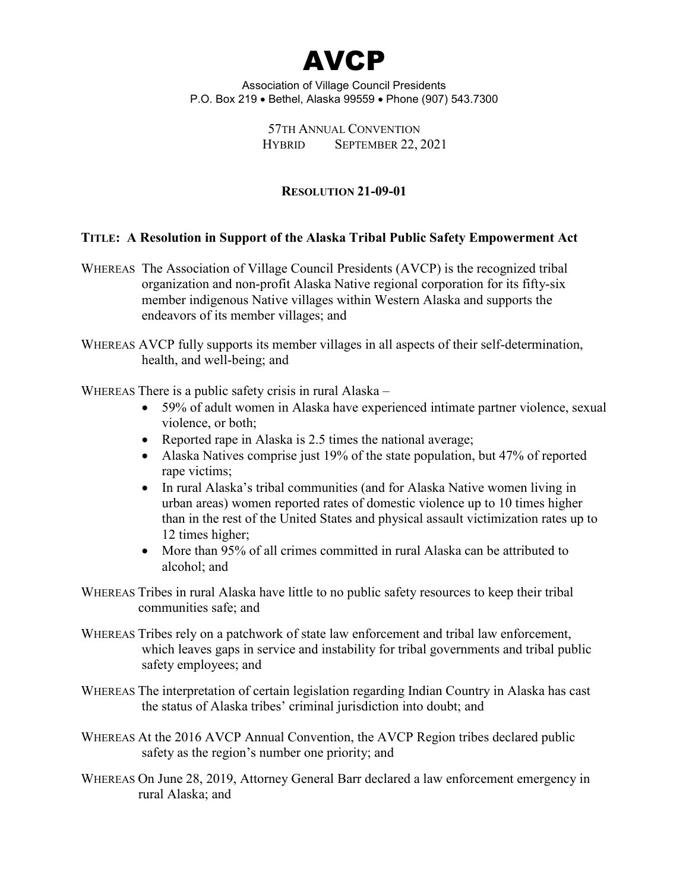# AVCP

Association of Village Council Presidents
P.O. Box 219 • Bethel, Alaska 99559 • Phone (907) 543.7300

57TH ANNUAL CONVENTION
HYBRID SEPTEMBER 22, 2021

## RESOLUTION 21-09-01

### TITLE: A Resolution in Support of the Alaska Tribal Public Safety Empowerment Act

WHEREAS The Association of Village Council Presidents (AVCP) is the recognized tribal organization and non-profit Alaska Native regional corporation for its fifty-six member indigenous Native villages within Western Alaska and supports the endeavors of its member villages; and

WHEREAS AVCP fully supports its member villages in all aspects of their self-determination, health, and well-being; and

WHEREAS There is a public safety crisis in rural Alaska –

- 59% of adult women in Alaska have experienced intimate partner violence, sexual violence, or both;
- Reported rape in Alaska is 2.5 times the national average;
- Alaska Natives comprise just 19% of the state population, but 47% of reported rape victims;
- In rural Alaska's tribal communities (and for Alaska Native women living in urban areas) women reported rates of domestic violence up to 10 times higher than in the rest of the United States and physical assault victimization rates up to 12 times higher;
- More than 95% of all crimes committed in rural Alaska can be attributed to alcohol; and

WHEREAS Tribes in rural Alaska have little to no public safety resources to keep their tribal communities safe; and

WHEREAS Tribes rely on a patchwork of state law enforcement and tribal law enforcement, which leaves gaps in service and instability for tribal governments and tribal public safety employees; and

WHEREAS The interpretation of certain legislation regarding Indian Country in Alaska has cast the status of Alaska tribes' criminal jurisdiction into doubt; and

WHEREAS At the 2016 AVCP Annual Convention, the AVCP Region tribes declared public safety as the region's number one priority; and

WHEREAS On June 28, 2019, Attorney General Barr declared a law enforcement emergency in rural Alaska; and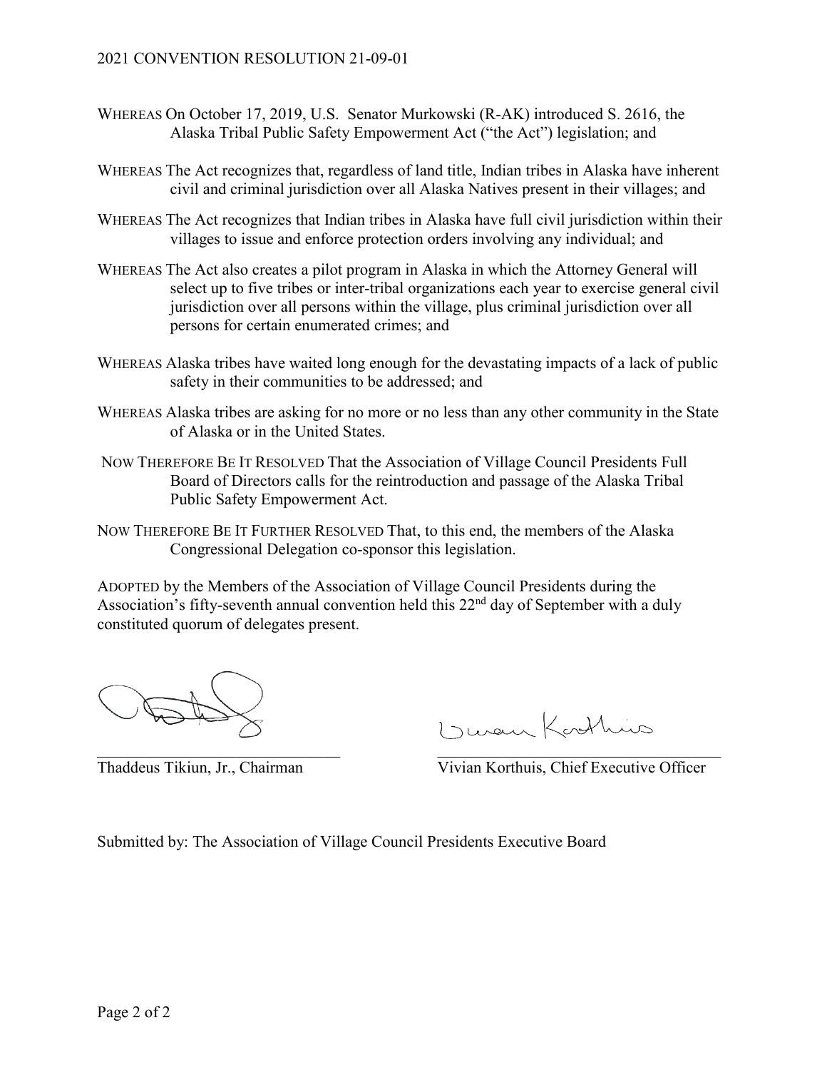WHEREAS On October 17, 2019, U.S. Senator Murkowski (R-AK) introduced S. 2616, the Alaska Tribal Public Safety Empowerment Act ("the Act") legislation; and

WHEREAS The Act recognizes that, regardless of land title, Indian tribes in Alaska have inherent civil and criminal jurisdiction over all Alaska Natives present in their villages; and

WHEREAS The Act recognizes that Indian tribes in Alaska have full civil jurisdiction within their villages to issue and enforce protection orders involving any individual; and

WHEREAS The Act also creates a pilot program in Alaska in which the Attorney General will select up to five tribes or inter-tribal organizations each year to exercise general civil jurisdiction over all persons within the village, plus criminal jurisdiction over all persons for certain enumerated crimes; and

WHEREAS Alaska tribes have waited long enough for the devastating impacts of a lack of public safety in their communities to be addressed; and

WHEREAS Alaska tribes are asking for no more or no less than any other community in the State of Alaska or in the United States.

NOW THEREFORE BE IT RESOLVED That the Association of Village Council Presidents Full Board of Directors calls for the reintroduction and passage of the Alaska Tribal Public Safety Empowerment Act.

NOW THEREFORE BE IT FURTHER RESOLVED That, to this end, the members of the Alaska Congressional Delegation co-sponsor this legislation.

ADOPTED by the Members of the Association of Village Council Presidents during the Association's fifty-seventh annual convention held this 22nd day of September with a duly constituted quorum of delegates present.

Thaddeus Tikiun, Jr., Chairman

Vivian Korthuis, Chief Executive Officer

Submitted by: The Association of Village Council Presidents Executive Board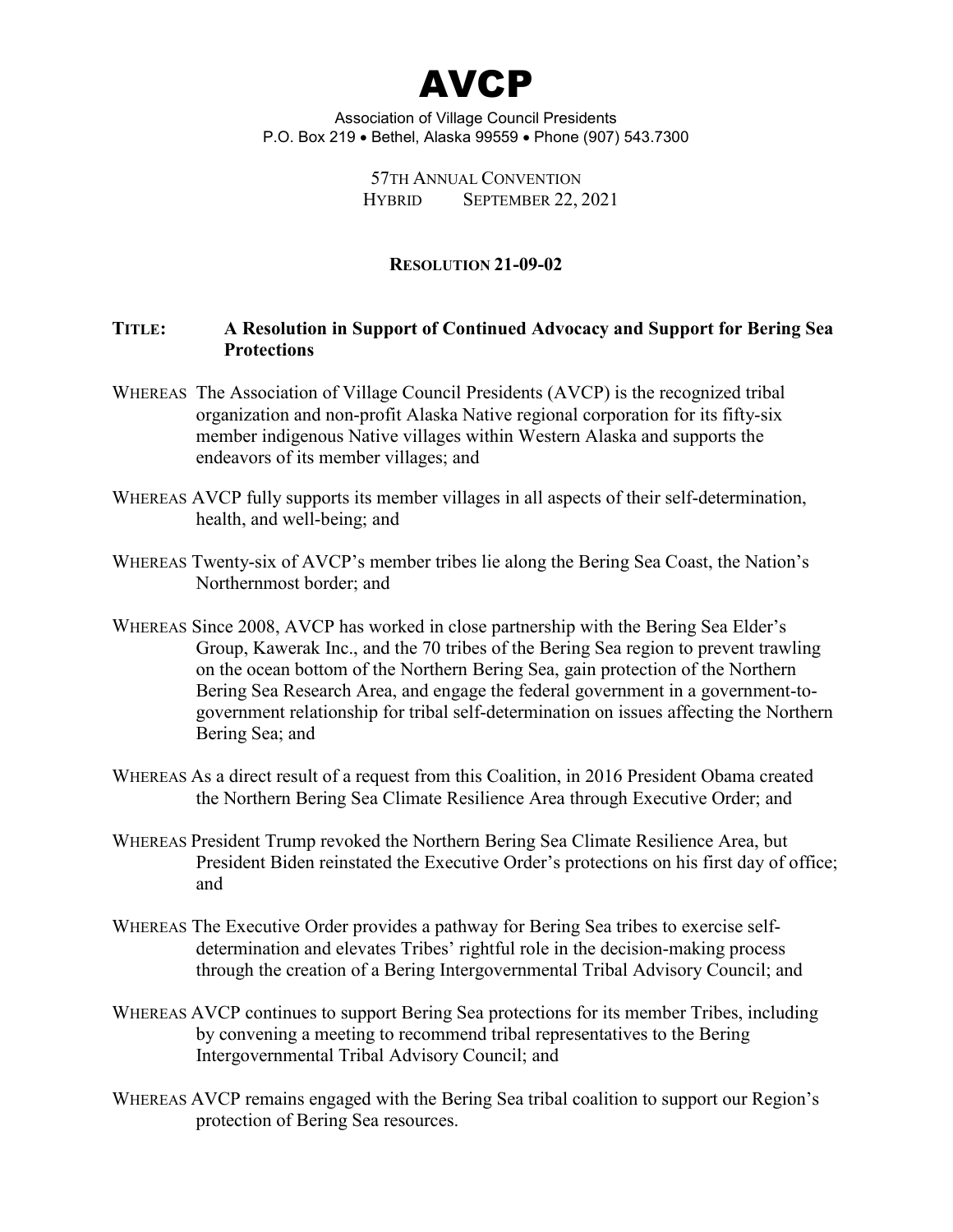# AVCP

Association of Village Council Presidents
P.O. Box 219 • Bethel, Alaska 99559 • Phone (907) 543.7300

57TH ANNUAL CONVENTION
HYBRID SEPTEMBER 22, 2021

## RESOLUTION 21-09-02

**TITLE: A Resolution in Support of Continued Advocacy and Support for Bering Sea Protections**

WHEREAS The Association of Village Council Presidents (AVCP) is the recognized tribal organization and non-profit Alaska Native regional corporation for its fifty-six member indigenous Native villages within Western Alaska and supports the endeavors of its member villages; and

WHEREAS AVCP fully supports its member villages in all aspects of their self-determination, health, and well-being; and

WHEREAS Twenty-six of AVCP's member tribes lie along the Bering Sea Coast, the Nation's Northernmost border; and

WHEREAS Since 2008, AVCP has worked in close partnership with the Bering Sea Elder's Group, Kawerak Inc., and the 70 tribes of the Bering Sea region to prevent trawling on the ocean bottom of the Northern Bering Sea, gain protection of the Northern Bering Sea Research Area, and engage the federal government in a government-to-government relationship for tribal self-determination on issues affecting the Northern Bering Sea; and

WHEREAS As a direct result of a request from this Coalition, in 2016 President Obama created the Northern Bering Sea Climate Resilience Area through Executive Order; and

WHEREAS President Trump revoked the Northern Bering Sea Climate Resilience Area, but President Biden reinstated the Executive Order's protections on his first day of office; and

WHEREAS The Executive Order provides a pathway for Bering Sea tribes to exercise self-determination and elevates Tribes' rightful role in the decision-making process through the creation of a Bering Intergovernmental Tribal Advisory Council; and

WHEREAS AVCP continues to support Bering Sea protections for its member Tribes, including by convening a meeting to recommend tribal representatives to the Bering Intergovernmental Tribal Advisory Council; and

WHEREAS AVCP remains engaged with the Bering Sea tribal coalition to support our Region's protection of Bering Sea resources.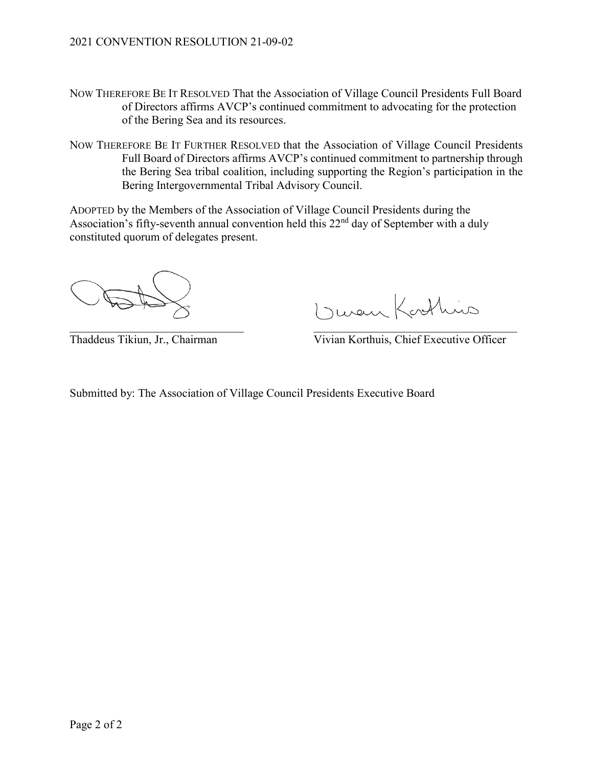NOW THEREFORE BE IT RESOLVED That the Association of Village Council Presidents Full Board of Directors affirms AVCP's continued commitment to advocating for the protection of the Bering Sea and its resources.

NOW THEREFORE BE IT FURTHER RESOLVED that the Association of Village Council Presidents Full Board of Directors affirms AVCP's continued commitment to partnership through the Bering Sea tribal coalition, including supporting the Region's participation in the Bering Intergovernmental Tribal Advisory Council.

ADOPTED by the Members of the Association of Village Council Presidents during the Association's fifty-seventh annual convention held this 22nd day of September with a duly constituted quorum of delegates present.

\_\_\_\_\_\_\_\_\_\_\_\_\_\_\_\_\_\_\_\_\_\_\_\_\_\_\_\_\_\_\_\_
Thaddeus Tikiun, Jr., Chairman

\_\_\_\_\_\_\_\_\_\_\_\_\_\_\_\_\_\_\_\_\_\_\_\_\_\_\_\_\_\_\_\_
Vivian Korthuis, Chief Executive Officer

Submitted by: The Association of Village Council Presidents Executive Board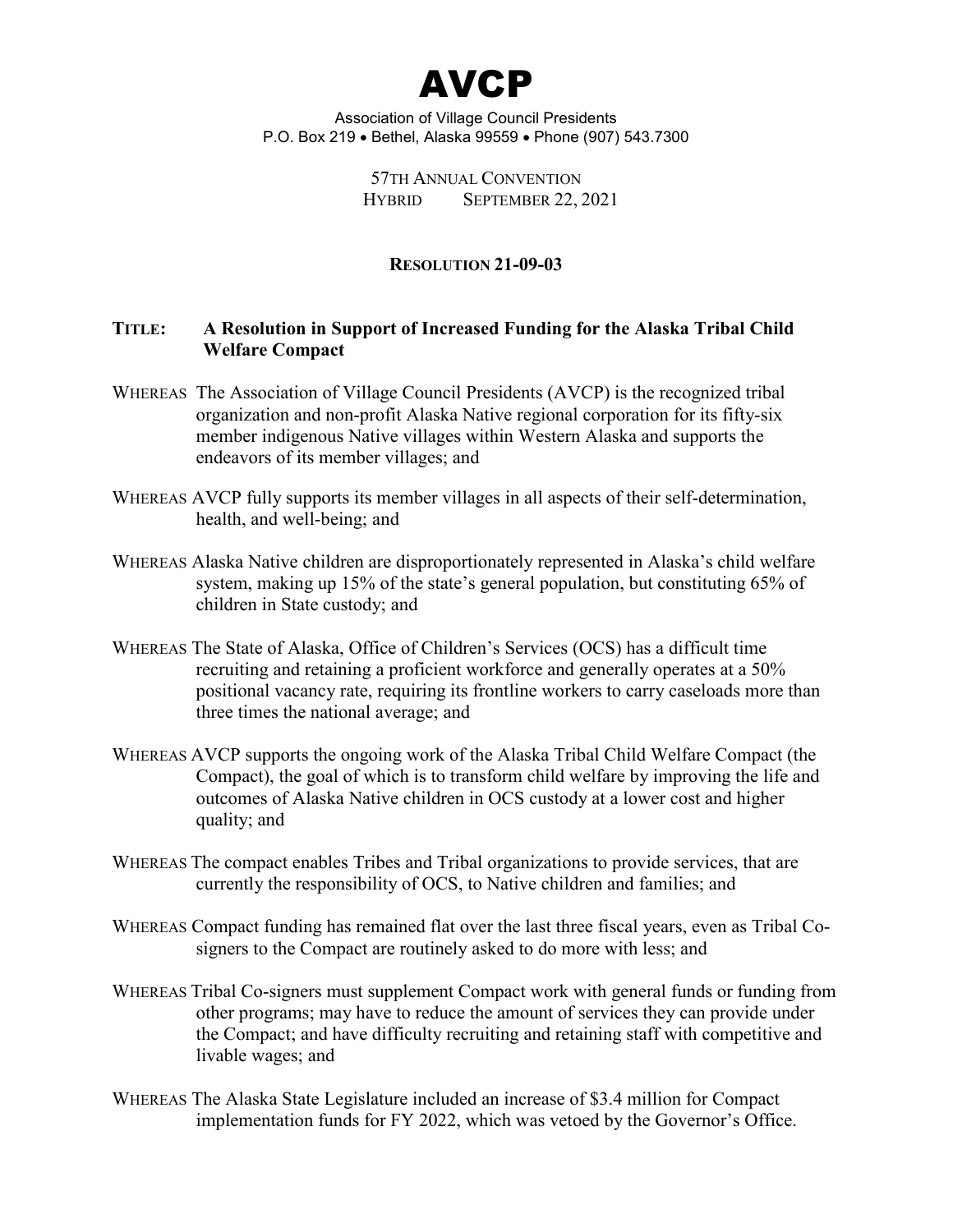# AVCP

Association of Village Council Presidents
P.O. Box 219 • Bethel, Alaska 99559 • Phone (907) 543.7300

57TH ANNUAL CONVENTION
HYBRID SEPTEMBER 22, 2021

## RESOLUTION 21-09-03

**TITLE: A Resolution in Support of Increased Funding for the Alaska Tribal Child Welfare Compact**

WHEREAS The Association of Village Council Presidents (AVCP) is the recognized tribal organization and non-profit Alaska Native regional corporation for its fifty-six member indigenous Native villages within Western Alaska and supports the endeavors of its member villages; and

WHEREAS AVCP fully supports its member villages in all aspects of their self-determination, health, and well-being; and

WHEREAS Alaska Native children are disproportionately represented in Alaska's child welfare system, making up 15% of the state's general population, but constituting 65% of children in State custody; and

WHEREAS The State of Alaska, Office of Children's Services (OCS) has a difficult time recruiting and retaining a proficient workforce and generally operates at a 50% positional vacancy rate, requiring its frontline workers to carry caseloads more than three times the national average; and

WHEREAS AVCP supports the ongoing work of the Alaska Tribal Child Welfare Compact (the Compact), the goal of which is to transform child welfare by improving the life and outcomes of Alaska Native children in OCS custody at a lower cost and higher quality; and

WHEREAS The compact enables Tribes and Tribal organizations to provide services, that are currently the responsibility of OCS, to Native children and families; and

WHEREAS Compact funding has remained flat over the last three fiscal years, even as Tribal Co-signers to the Compact are routinely asked to do more with less; and

WHEREAS Tribal Co-signers must supplement Compact work with general funds or funding from other programs; may have to reduce the amount of services they can provide under the Compact; and have difficulty recruiting and retaining staff with competitive and livable wages; and

WHEREAS The Alaska State Legislature included an increase of $3.4 million for Compact implementation funds for FY 2022, which was vetoed by the Governor's Office.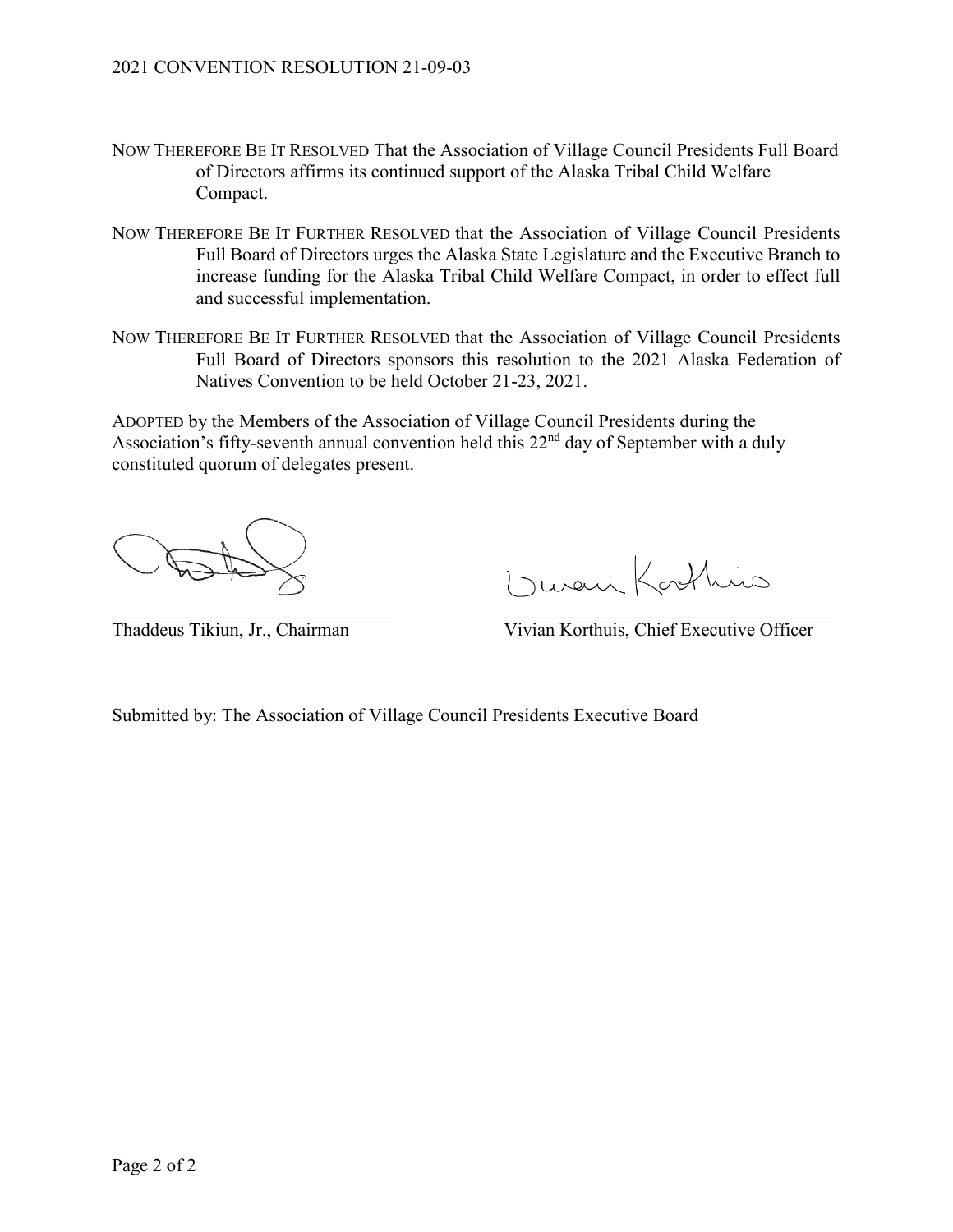NOW THEREFORE BE IT RESOLVED That the Association of Village Council Presidents Full Board of Directors affirms its continued support of the Alaska Tribal Child Welfare Compact.

NOW THEREFORE BE IT FURTHER RESOLVED that the Association of Village Council Presidents Full Board of Directors urges the Alaska State Legislature and the Executive Branch to increase funding for the Alaska Tribal Child Welfare Compact, in order to effect full and successful implementation.

NOW THEREFORE BE IT FURTHER RESOLVED that the Association of Village Council Presidents Full Board of Directors sponsors this resolution to the 2021 Alaska Federation of Natives Convention to be held October 21-23, 2021.

ADOPTED by the Members of the Association of Village Council Presidents during the Association's fifty-seventh annual convention held this 22nd day of September with a duly constituted quorum of delegates present.

| | |
|---|---|
| Thaddeus Tikiun, Jr., Chairman | Vivian Korthuis, Chief Executive Officer |

Submitted by: The Association of Village Council Presidents Executive Board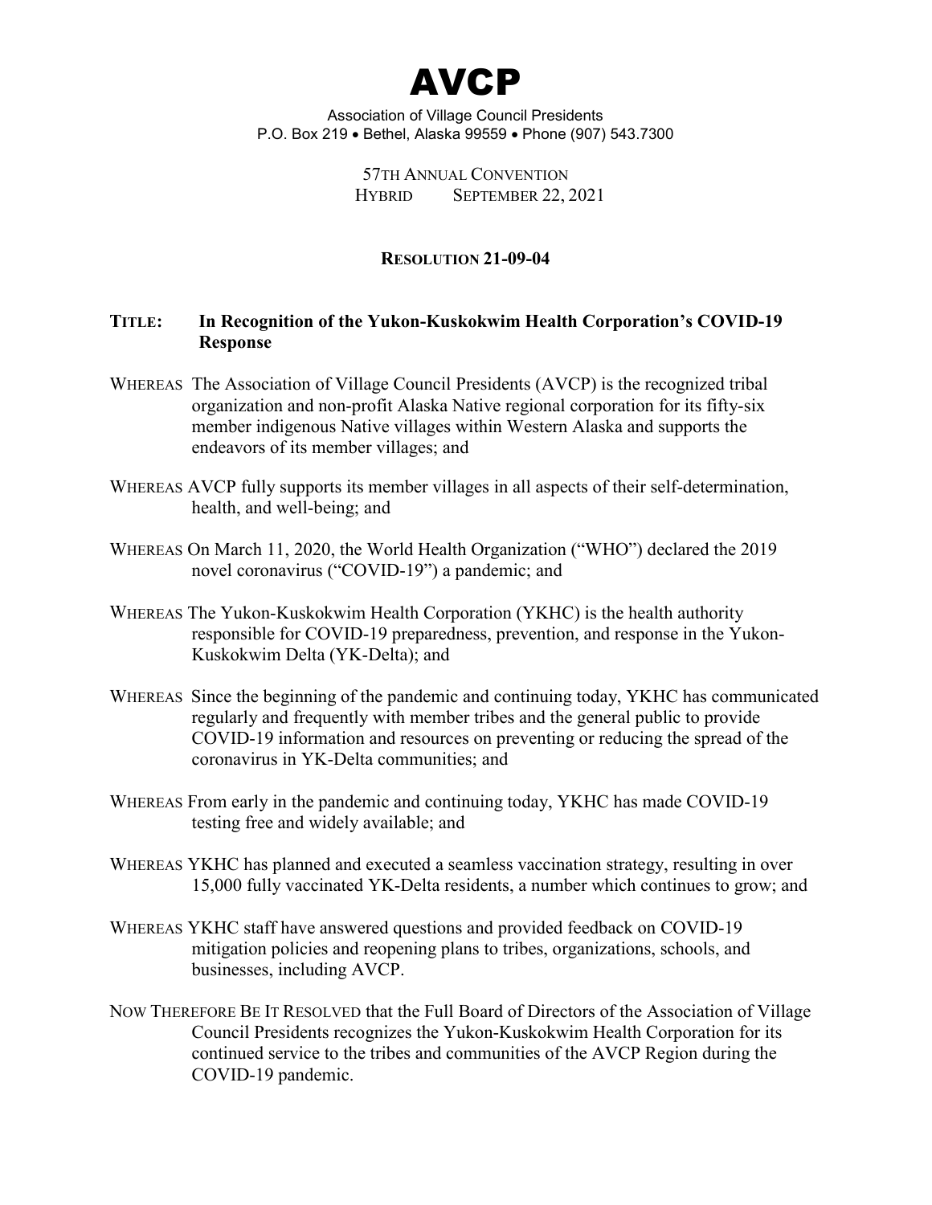# AVCP

Association of Village Council Presidents
P.O. Box 219 • Bethel, Alaska 99559 • Phone (907) 543.7300

57TH ANNUAL CONVENTION
HYBRID SEPTEMBER 22, 2021

**RESOLUTION 21-09-04**

**TITLE: In Recognition of the Yukon-Kuskokwim Health Corporation's COVID-19 Response**

WHEREAS The Association of Village Council Presidents (AVCP) is the recognized tribal organization and non-profit Alaska Native regional corporation for its fifty-six member indigenous Native villages within Western Alaska and supports the endeavors of its member villages; and

WHEREAS AVCP fully supports its member villages in all aspects of their self-determination, health, and well-being; and

WHEREAS On March 11, 2020, the World Health Organization ("WHO") declared the 2019 novel coronavirus ("COVID-19") a pandemic; and

WHEREAS The Yukon-Kuskokwim Health Corporation (YKHC) is the health authority responsible for COVID-19 preparedness, prevention, and response in the Yukon-Kuskokwim Delta (YK-Delta); and

WHEREAS Since the beginning of the pandemic and continuing today, YKHC has communicated regularly and frequently with member tribes and the general public to provide COVID-19 information and resources on preventing or reducing the spread of the coronavirus in YK-Delta communities; and

WHEREAS From early in the pandemic and continuing today, YKHC has made COVID-19 testing free and widely available; and

WHEREAS YKHC has planned and executed a seamless vaccination strategy, resulting in over 15,000 fully vaccinated YK-Delta residents, a number which continues to grow; and

WHEREAS YKHC staff have answered questions and provided feedback on COVID-19 mitigation policies and reopening plans to tribes, organizations, schools, and businesses, including AVCP.

NOW THEREFORE BE IT RESOLVED that the Full Board of Directors of the Association of Village Council Presidents recognizes the Yukon-Kuskokwim Health Corporation for its continued service to the tribes and communities of the AVCP Region during the COVID-19 pandemic.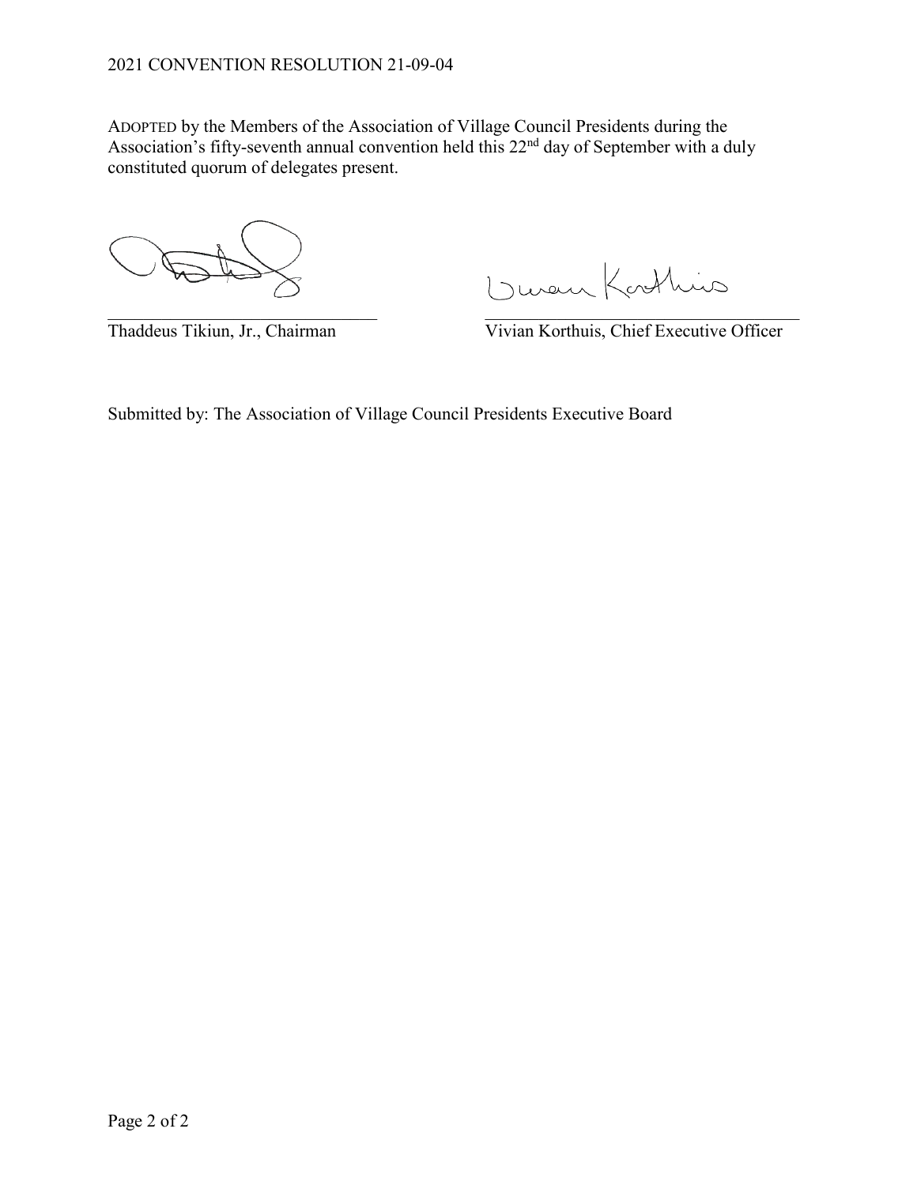2021 CONVENTION RESOLUTION 21-09-04

ADOPTED by the Members of the Association of Village Council Presidents during the Association's fifty-seventh annual convention held this 22nd day of September with a duly constituted quorum of delegates present.

\_\_\_\_\_\_\_\_\_\_\_\_\_\_\_\_\_\_\_\_\_\_\_\_\_\_\_\_\_\_ \_\_\_\_\_\_\_\_\_\_\_\_\_\_\_\_\_\_\_\_\_\_\_\_\_\_\_\_\_\_\_\_\_\_\_\_

Thaddeus Tikiun, Jr., Chairman Vivian Korthuis, Chief Executive Officer

Submitted by: The Association of Village Council Presidents Executive Board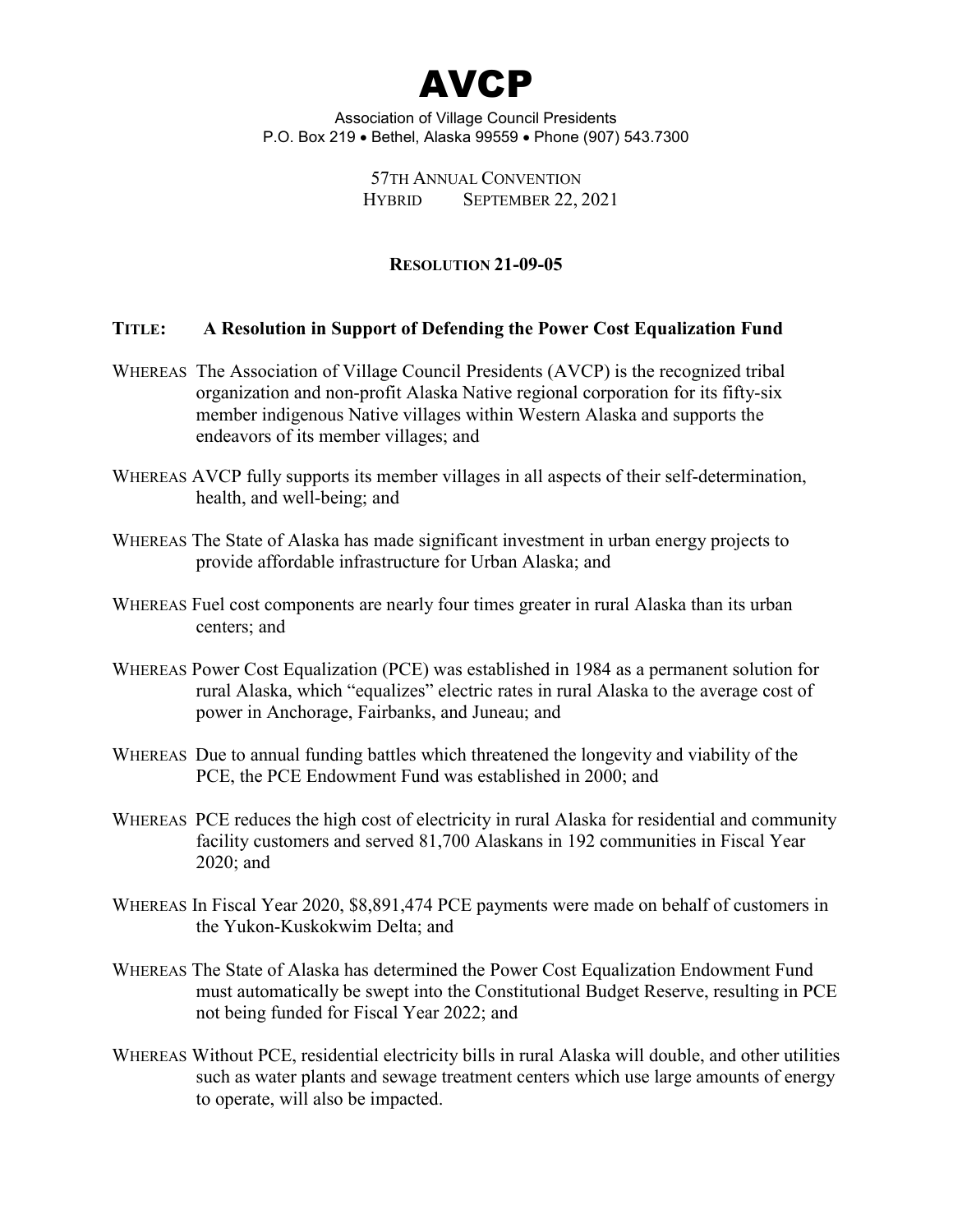# AVCP

Association of Village Council Presidents
P.O. Box 219 • Bethel, Alaska 99559 • Phone (907) 543.7300

57TH ANNUAL CONVENTION
HYBRID SEPTEMBER 22, 2021

## RESOLUTION 21-09-05

**TITLE: A Resolution in Support of Defending the Power Cost Equalization Fund**

WHEREAS The Association of Village Council Presidents (AVCP) is the recognized tribal organization and non-profit Alaska Native regional corporation for its fifty-six member indigenous Native villages within Western Alaska and supports the endeavors of its member villages; and

WHEREAS AVCP fully supports its member villages in all aspects of their self-determination, health, and well-being; and

WHEREAS The State of Alaska has made significant investment in urban energy projects to provide affordable infrastructure for Urban Alaska; and

WHEREAS Fuel cost components are nearly four times greater in rural Alaska than its urban centers; and

WHEREAS Power Cost Equalization (PCE) was established in 1984 as a permanent solution for rural Alaska, which "equalizes" electric rates in rural Alaska to the average cost of power in Anchorage, Fairbanks, and Juneau; and

WHEREAS Due to annual funding battles which threatened the longevity and viability of the PCE, the PCE Endowment Fund was established in 2000; and

WHEREAS PCE reduces the high cost of electricity in rural Alaska for residential and community facility customers and served 81,700 Alaskans in 192 communities in Fiscal Year 2020; and

WHEREAS In Fiscal Year 2020, $8,891,474 PCE payments were made on behalf of customers in the Yukon-Kuskokwim Delta; and

WHEREAS The State of Alaska has determined the Power Cost Equalization Endowment Fund must automatically be swept into the Constitutional Budget Reserve, resulting in PCE not being funded for Fiscal Year 2022; and

WHEREAS Without PCE, residential electricity bills in rural Alaska will double, and other utilities such as water plants and sewage treatment centers which use large amounts of energy to operate, will also be impacted.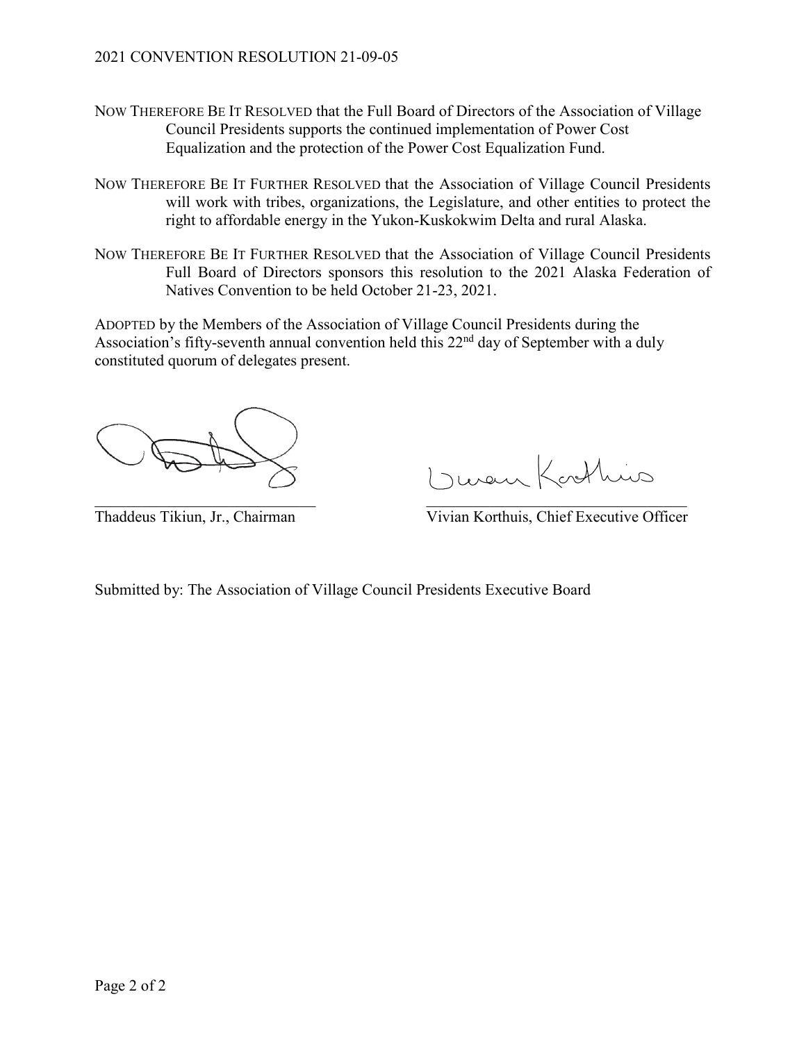NOW THEREFORE BE IT RESOLVED that the Full Board of Directors of the Association of Village Council Presidents supports the continued implementation of Power Cost Equalization and the protection of the Power Cost Equalization Fund.

NOW THEREFORE BE IT FURTHER RESOLVED that the Association of Village Council Presidents will work with tribes, organizations, the Legislature, and other entities to protect the right to affordable energy in the Yukon-Kuskokwim Delta and rural Alaska.

NOW THEREFORE BE IT FURTHER RESOLVED that the Association of Village Council Presidents Full Board of Directors sponsors this resolution to the 2021 Alaska Federation of Natives Convention to be held October 21-23, 2021.

ADOPTED by the Members of the Association of Village Council Presidents during the Association's fifty-seventh annual convention held this 22nd day of September with a duly constituted quorum of delegates present.

Thaddeus Tikiun, Jr., Chairman

Vivian Korthuis, Chief Executive Officer

Submitted by: The Association of Village Council Presidents Executive Board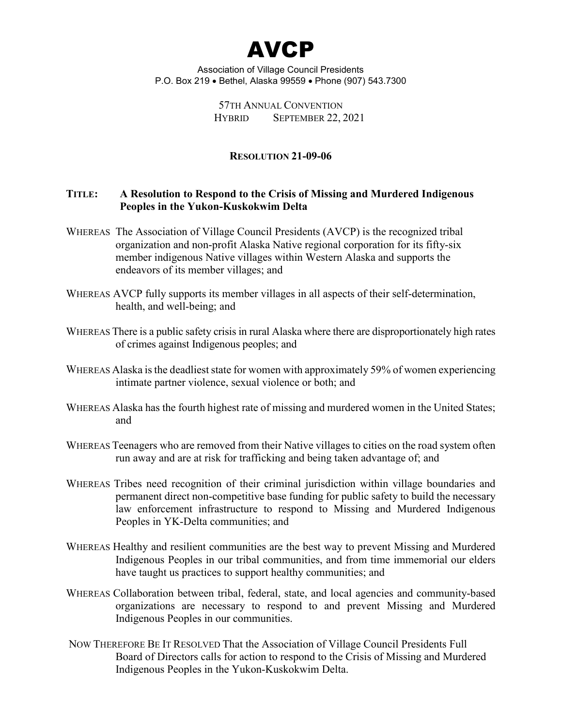# AVCP

Association of Village Council Presidents
P.O. Box 219 • Bethel, Alaska 99559 • Phone (907) 543.7300

57TH ANNUAL CONVENTION
HYBRID SEPTEMBER 22, 2021

## RESOLUTION 21-09-06

**TITLE: A Resolution to Respond to the Crisis of Missing and Murdered Indigenous Peoples in the Yukon-Kuskokwim Delta**

WHEREAS The Association of Village Council Presidents (AVCP) is the recognized tribal organization and non-profit Alaska Native regional corporation for its fifty-six member indigenous Native villages within Western Alaska and supports the endeavors of its member villages; and

WHEREAS AVCP fully supports its member villages in all aspects of their self-determination, health, and well-being; and

WHEREAS There is a public safety crisis in rural Alaska where there are disproportionately high rates of crimes against Indigenous peoples; and

WHEREAS Alaska is the deadliest state for women with approximately 59% of women experiencing intimate partner violence, sexual violence or both; and

WHEREAS Alaska has the fourth highest rate of missing and murdered women in the United States; and

WHEREAS Teenagers who are removed from their Native villages to cities on the road system often run away and are at risk for trafficking and being taken advantage of; and

WHEREAS Tribes need recognition of their criminal jurisdiction within village boundaries and permanent direct non-competitive base funding for public safety to build the necessary law enforcement infrastructure to respond to Missing and Murdered Indigenous Peoples in YK-Delta communities; and

WHEREAS Healthy and resilient communities are the best way to prevent Missing and Murdered Indigenous Peoples in our tribal communities, and from time immemorial our elders have taught us practices to support healthy communities; and

WHEREAS Collaboration between tribal, federal, state, and local agencies and community-based organizations are necessary to respond to and prevent Missing and Murdered Indigenous Peoples in our communities.

NOW THEREFORE BE IT RESOLVED That the Association of Village Council Presidents Full Board of Directors calls for action to respond to the Crisis of Missing and Murdered Indigenous Peoples in the Yukon-Kuskokwim Delta.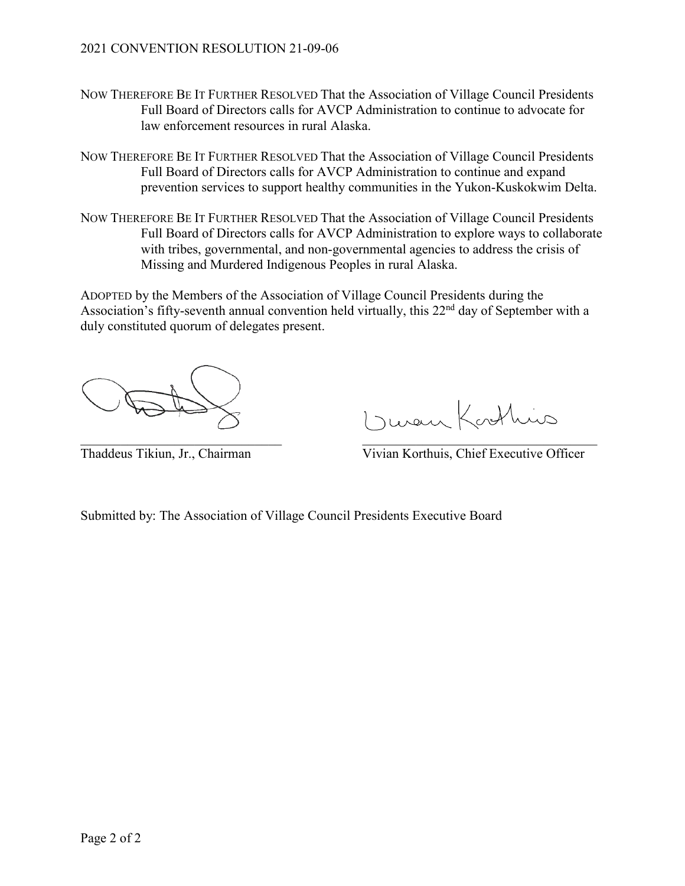NOW THEREFORE BE IT FURTHER RESOLVED That the Association of Village Council Presidents Full Board of Directors calls for AVCP Administration to continue to advocate for law enforcement resources in rural Alaska.

NOW THEREFORE BE IT FURTHER RESOLVED That the Association of Village Council Presidents Full Board of Directors calls for AVCP Administration to continue and expand prevention services to support healthy communities in the Yukon-Kuskokwim Delta.

NOW THEREFORE BE IT FURTHER RESOLVED That the Association of Village Council Presidents Full Board of Directors calls for AVCP Administration to explore ways to collaborate with tribes, governmental, and non-governmental agencies to address the crisis of Missing and Murdered Indigenous Peoples in rural Alaska.

ADOPTED by the Members of the Association of Village Council Presidents during the Association's fifty-seventh annual convention held virtually, this 22nd day of September with a duly constituted quorum of delegates present.

Thaddeus Tikiun, Jr., Chairman

Vivian Korthuis, Chief Executive Officer

Submitted by: The Association of Village Council Presidents Executive Board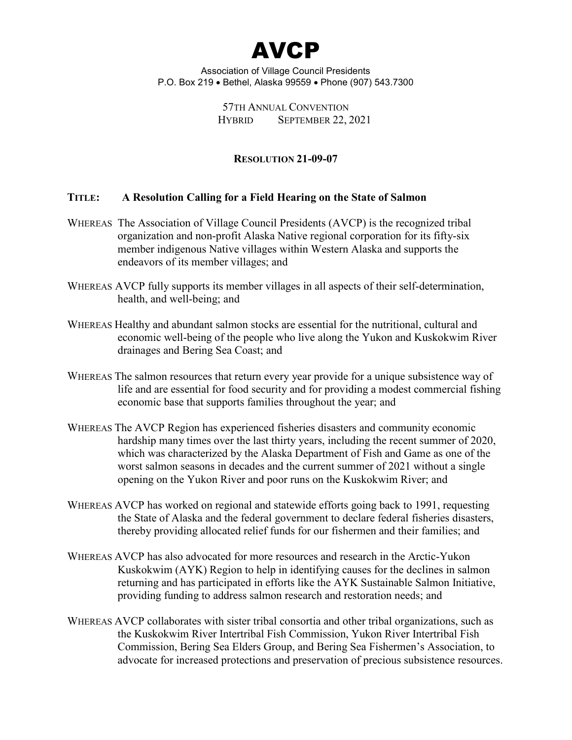# AVCP

Association of Village Council Presidents
P.O. Box 219 • Bethel, Alaska 99559 • Phone (907) 543.7300

57TH ANNUAL CONVENTION
HYBRID SEPTEMBER 22, 2021

**RESOLUTION 21-09-07**

**TITLE: A Resolution Calling for a Field Hearing on the State of Salmon**

WHEREAS The Association of Village Council Presidents (AVCP) is the recognized tribal organization and non-profit Alaska Native regional corporation for its fifty-six member indigenous Native villages within Western Alaska and supports the endeavors of its member villages; and

WHEREAS AVCP fully supports its member villages in all aspects of their self-determination, health, and well-being; and

WHEREAS Healthy and abundant salmon stocks are essential for the nutritional, cultural and economic well-being of the people who live along the Yukon and Kuskokwim River drainages and Bering Sea Coast; and

WHEREAS The salmon resources that return every year provide for a unique subsistence way of life and are essential for food security and for providing a modest commercial fishing economic base that supports families throughout the year; and

WHEREAS The AVCP Region has experienced fisheries disasters and community economic hardship many times over the last thirty years, including the recent summer of 2020, which was characterized by the Alaska Department of Fish and Game as one of the worst salmon seasons in decades and the current summer of 2021 without a single opening on the Yukon River and poor runs on the Kuskokwim River; and

WHEREAS AVCP has worked on regional and statewide efforts going back to 1991, requesting the State of Alaska and the federal government to declare federal fisheries disasters, thereby providing allocated relief funds for our fishermen and their families; and

WHEREAS AVCP has also advocated for more resources and research in the Arctic-Yukon Kuskokwim (AYK) Region to help in identifying causes for the declines in salmon returning and has participated in efforts like the AYK Sustainable Salmon Initiative, providing funding to address salmon research and restoration needs; and

WHEREAS AVCP collaborates with sister tribal consortia and other tribal organizations, such as the Kuskokwim River Intertribal Fish Commission, Yukon River Intertribal Fish Commission, Bering Sea Elders Group, and Bering Sea Fishermen's Association, to advocate for increased protections and preservation of precious subsistence resources.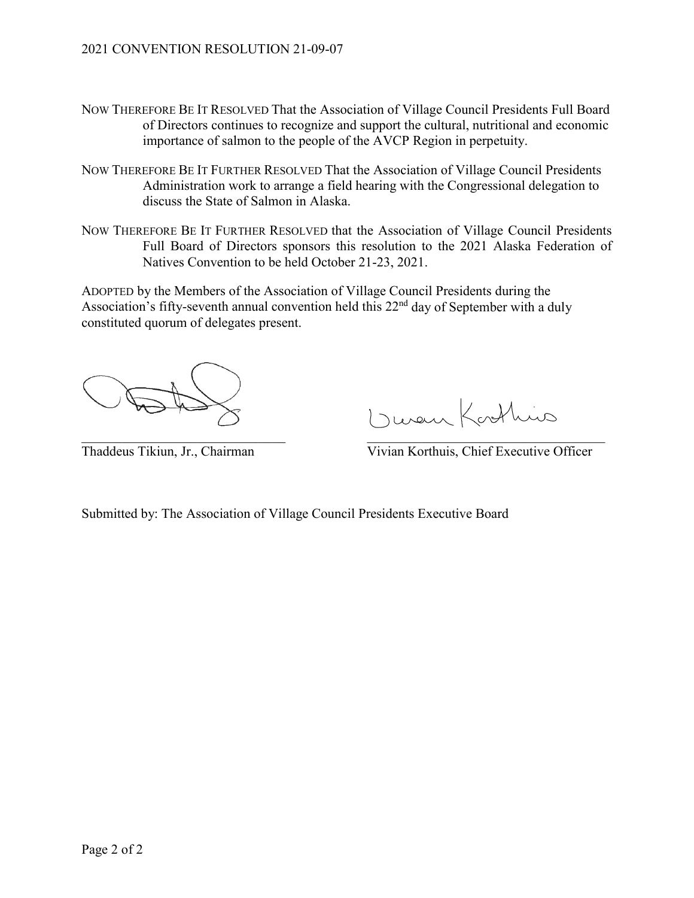NOW THEREFORE BE IT RESOLVED That the Association of Village Council Presidents Full Board of Directors continues to recognize and support the cultural, nutritional and economic importance of salmon to the people of the AVCP Region in perpetuity.

NOW THEREFORE BE IT FURTHER RESOLVED That the Association of Village Council Presidents Administration work to arrange a field hearing with the Congressional delegation to discuss the State of Salmon in Alaska.

NOW THEREFORE BE IT FURTHER RESOLVED that the Association of Village Council Presidents Full Board of Directors sponsors this resolution to the 2021 Alaska Federation of Natives Convention to be held October 21-23, 2021.

ADOPTED by the Members of the Association of Village Council Presidents during the Association's fifty-seventh annual convention held this 22nd day of September with a duly constituted quorum of delegates present.

Thaddeus Tikiun, Jr., Chairman

Vivian Korthuis, Chief Executive Officer

Submitted by: The Association of Village Council Presidents Executive Board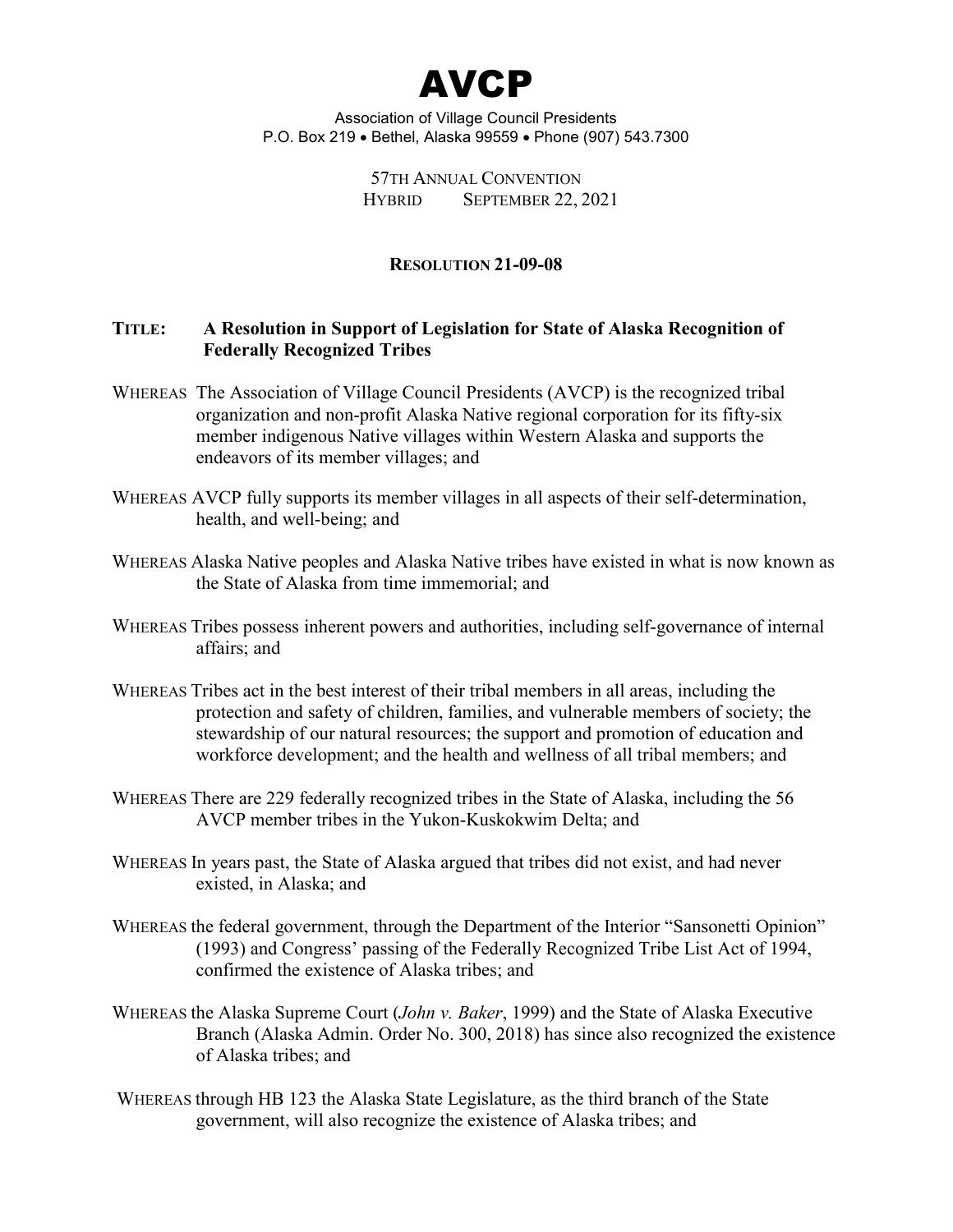# AVCP

Association of Village Council Presidents
P.O. Box 219 • Bethel, Alaska 99559 • Phone (907) 543.7300

57TH ANNUAL CONVENTION
HYBRID SEPTEMBER 22, 2021

**RESOLUTION 21-09-08**

**TITLE: A Resolution in Support of Legislation for State of Alaska Recognition of Federally Recognized Tribes**

WHEREAS The Association of Village Council Presidents (AVCP) is the recognized tribal organization and non-profit Alaska Native regional corporation for its fifty-six member indigenous Native villages within Western Alaska and supports the endeavors of its member villages; and

WHEREAS AVCP fully supports its member villages in all aspects of their self-determination, health, and well-being; and

WHEREAS Alaska Native peoples and Alaska Native tribes have existed in what is now known as the State of Alaska from time immemorial; and

WHEREAS Tribes possess inherent powers and authorities, including self-governance of internal affairs; and

WHEREAS Tribes act in the best interest of their tribal members in all areas, including the protection and safety of children, families, and vulnerable members of society; the stewardship of our natural resources; the support and promotion of education and workforce development; and the health and wellness of all tribal members; and

WHEREAS There are 229 federally recognized tribes in the State of Alaska, including the 56 AVCP member tribes in the Yukon-Kuskokwim Delta; and

WHEREAS In years past, the State of Alaska argued that tribes did not exist, and had never existed, in Alaska; and

WHEREAS the federal government, through the Department of the Interior "Sansonetti Opinion" (1993) and Congress' passing of the Federally Recognized Tribe List Act of 1994, confirmed the existence of Alaska tribes; and

WHEREAS the Alaska Supreme Court (*John v. Baker*, 1999) and the State of Alaska Executive Branch (Alaska Admin. Order No. 300, 2018) has since also recognized the existence of Alaska tribes; and

WHEREAS through HB 123 the Alaska State Legislature, as the third branch of the State government, will also recognize the existence of Alaska tribes; and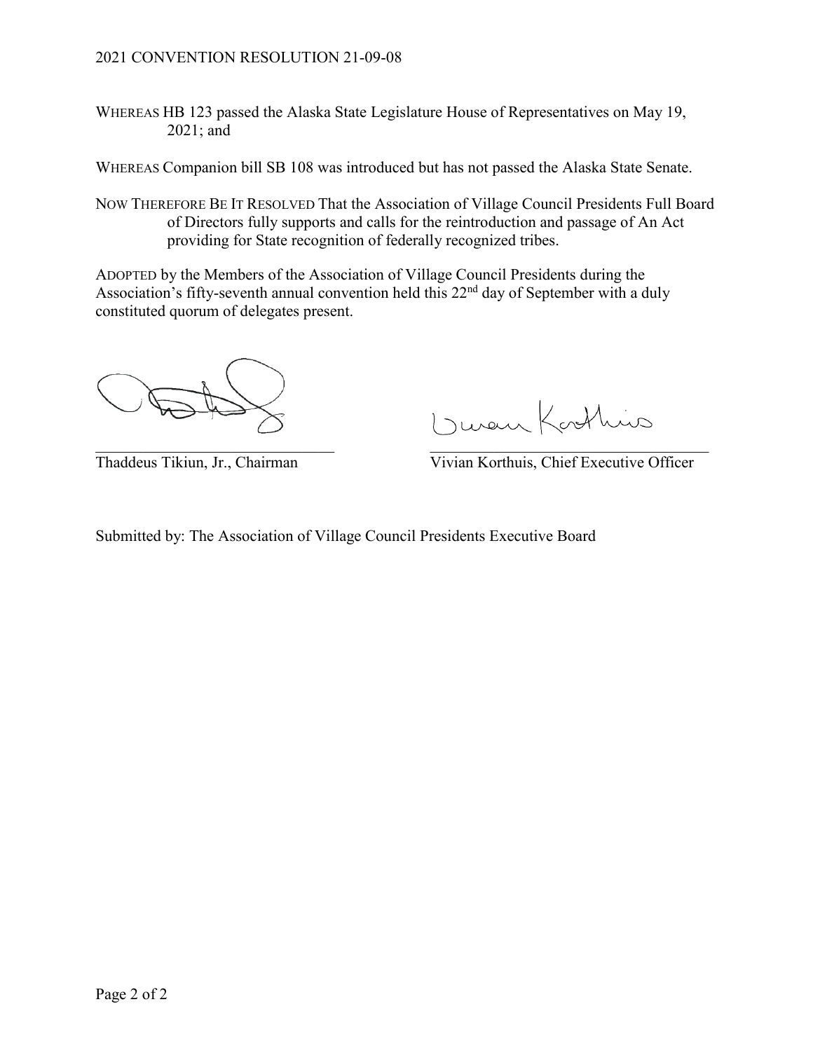2021 CONVENTION RESOLUTION 21-09-08

WHEREAS HB 123 passed the Alaska State Legislature House of Representatives on May 19, 2021; and

WHEREAS Companion bill SB 108 was introduced but has not passed the Alaska State Senate.

NOW THEREFORE BE IT RESOLVED That the Association of Village Council Presidents Full Board of Directors fully supports and calls for the reintroduction and passage of An Act providing for State recognition of federally recognized tribes.

ADOPTED by the Members of the Association of Village Council Presidents during the Association's fifty-seventh annual convention held this 22nd day of September with a duly constituted quorum of delegates present.

Thaddeus Tikiun, Jr., Chairman

Vivian Korthuis, Chief Executive Officer

Submitted by: The Association of Village Council Presidents Executive Board